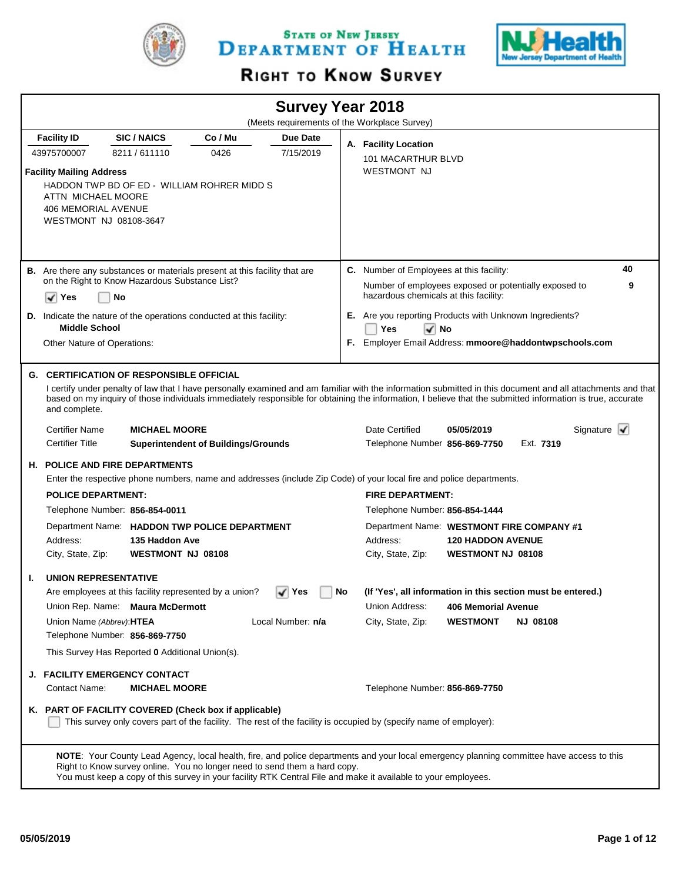# State of New Jersey Department of Health

## Right to Know Survey

## Survey Year 2018

(Meets requirements of the Workplace Survey)

| Facility ID | SIC / NAICS | Co / Mu | Due Date |
|---|---|---|---|
| 43975700007 | 8211 / 611110 | 0426 | 7/15/2019 |

**Facility Mailing Address**

HADDON TWP BD OF ED - WILLIAM ROHRER MIDD S
ATTN MICHAEL MOORE
406 MEMORIAL AVENUE
WESTMONT NJ 08108-3647

**A. Facility Location**

101 MACARTHUR BLVD
WESTMONT NJ

**B.** Are there any substances or materials present at this facility that are on the Right to Know Hazardous Substance List?

☑ Yes ☐ No

**C.** Number of Employees at this facility: **40**

Number of employees exposed or potentially exposed to hazardous chemicals at this facility: **9**

**D.** Indicate the nature of the operations conducted at this facility:
**Middle School**

Other Nature of Operations:

**E.** Are you reporting Products with Unknown Ingredients?

☐ Yes ☑ No

**F.** Employer Email Address: **mmoore@haddontwpschools.com**

### G. CERTIFICATION OF RESPONSIBLE OFFICIAL

I certify under penalty of law that I have personally examined and am familiar with the information submitted in this document and all attachments and that based on my inquiry of those individuals immediately responsible for obtaining the information, I believe that the submitted information is true, accurate and complete.

Certifier Name **MICHAEL MOORE**
Certifier Title **Superintendent of Buildings/Grounds**
Date Certified **05/05/2019**
Telephone Number **856-869-7750** Ext. **7319**
Signature ☑

### H. POLICE AND FIRE DEPARTMENTS

Enter the respective phone numbers, name and addresses (include Zip Code) of your local fire and police departments.

**POLICE DEPARTMENT:**

Telephone Number: **856-854-0011**
Department Name: **HADDON TWP POLICE DEPARTMENT**
Address: **135 Haddon Ave**
City, State, Zip: **WESTMONT NJ 08108**

**FIRE DEPARTMENT:**

Telephone Number: **856-854-1444**
Department Name: **WESTMONT FIRE COMPANY #1**
Address: **120 HADDON AVENUE**
City, State, Zip: **WESTMONT NJ 08108**

### I. UNION REPRESENTATIVE

Are employees at this facility represented by a union? ☑ Yes ☐ No **(If 'Yes', all information in this section must be entered.)**

Union Rep. Name: **Maura McDermott**
Union Name *(Abbrev)*: **HTEA**
Local Number: **n/a**
Telephone Number: **856-869-7750**
Union Address: **406 Memorial Avenue**
City, State, Zip: **WESTMONT NJ 08108**

This Survey Has Reported **0** Additional Union(s).

### J. FACILITY EMERGENCY CONTACT

Contact Name: **MICHAEL MOORE**
Telephone Number: **856-869-7750**

### K. PART OF FACILITY COVERED (Check box if applicable)

☐ This survey only covers part of the facility. The rest of the facility is occupied by (specify name of employer):

**NOTE**: Your County Lead Agency, local health, fire, and police departments and your local emergency planning committee have access to this Right to Know survey online. You no longer need to send them a hard copy.
You must keep a copy of this survey in your facility RTK Central File and make it available to your employees.

05/05/2019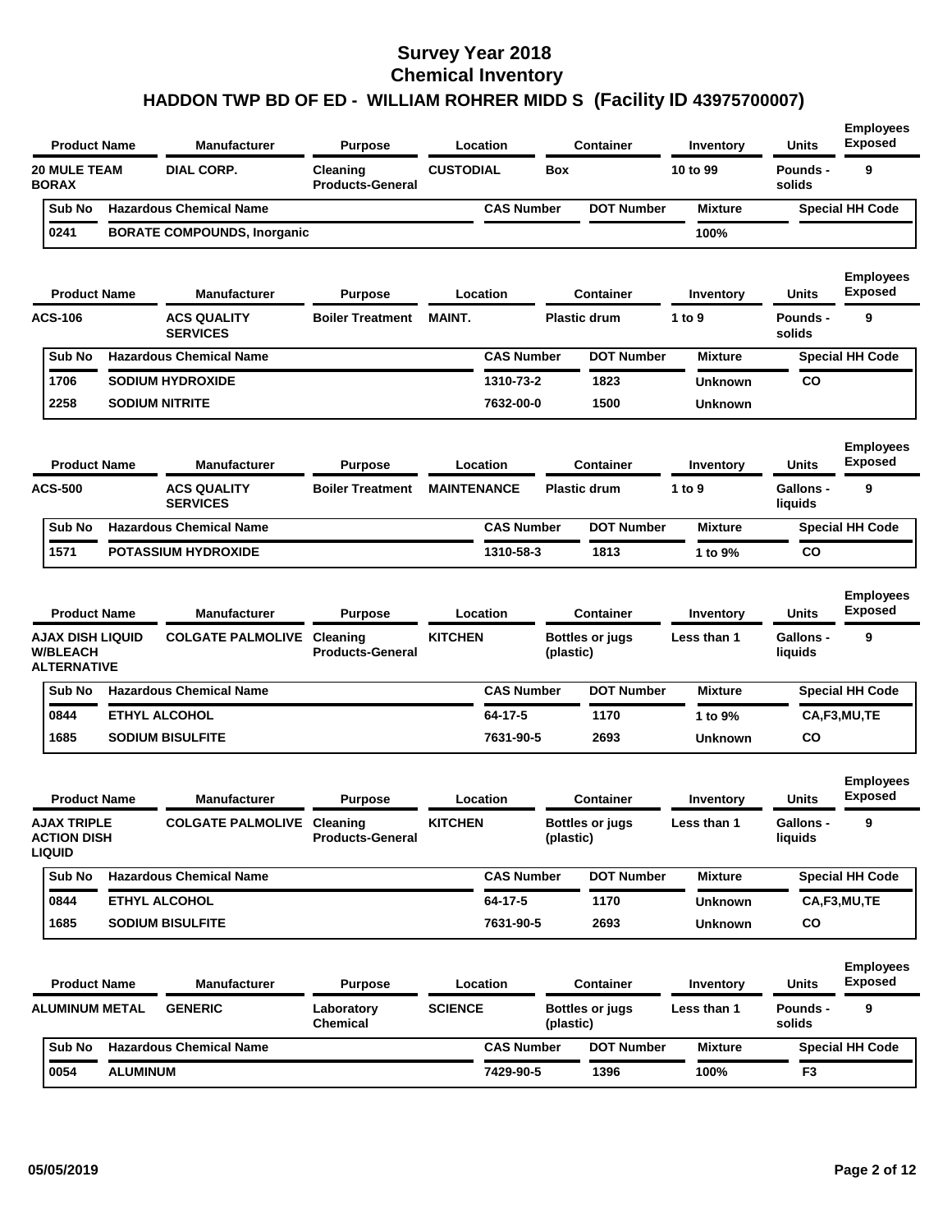# Survey Year 2018
# Chemical Inventory
## HADDON TWP BD OF ED - WILLIAM ROHRER MIDD S (Facility ID 43975700007)

| Product Name | Manufacturer | Purpose | Location | Container | Inventory | Units | Employees Exposed |
|---|---|---|---|---|---|---|---|
| 20 MULE TEAM BORAX | DIAL CORP. | Cleaning Products-General | CUSTODIAL | Box | 10 to 99 | Pounds - solids | 9 |

| Sub No | Hazardous Chemical Name | CAS Number | DOT Number | Mixture | Special HH Code |
|---|---|---|---|---|---|
| 0241 | BORATE COMPOUNDS, Inorganic | | | 100% | |

| Product Name | Manufacturer | Purpose | Location | Container | Inventory | Units | Employees Exposed |
|---|---|---|---|---|---|---|---|
| ACS-106 | ACS QUALITY SERVICES | Boiler Treatment | MAINT. | Plastic drum | 1 to 9 | Pounds - solids | 9 |

| Sub No | Hazardous Chemical Name | CAS Number | DOT Number | Mixture | Special HH Code |
|---|---|---|---|---|---|
| 1706 | SODIUM HYDROXIDE | 1310-73-2 | 1823 | Unknown | CO |
| 2258 | SODIUM NITRITE | 7632-00-0 | 1500 | Unknown | |

| Product Name | Manufacturer | Purpose | Location | Container | Inventory | Units | Employees Exposed |
|---|---|---|---|---|---|---|---|
| ACS-500 | ACS QUALITY SERVICES | Boiler Treatment | MAINTENANCE | Plastic drum | 1 to 9 | Gallons - liquids | 9 |

| Sub No | Hazardous Chemical Name | CAS Number | DOT Number | Mixture | Special HH Code |
|---|---|---|---|---|---|
| 1571 | POTASSIUM HYDROXIDE | 1310-58-3 | 1813 | 1 to 9% | CO |

| Product Name | Manufacturer | Purpose | Location | Container | Inventory | Units | Employees Exposed |
|---|---|---|---|---|---|---|---|
| AJAX DISH LIQUID W/BLEACH ALTERNATIVE | COLGATE PALMOLIVE | Cleaning Products-General | KITCHEN | Bottles or jugs (plastic) | Less than 1 | Gallons - liquids | 9 |

| Sub No | Hazardous Chemical Name | CAS Number | DOT Number | Mixture | Special HH Code |
|---|---|---|---|---|---|
| 0844 | ETHYL ALCOHOL | 64-17-5 | 1170 | 1 to 9% | CA,F3,MU,TE |
| 1685 | SODIUM BISULFITE | 7631-90-5 | 2693 | Unknown | CO |

| Product Name | Manufacturer | Purpose | Location | Container | Inventory | Units | Employees Exposed |
|---|---|---|---|---|---|---|---|
| AJAX TRIPLE ACTION DISH LIQUID | COLGATE PALMOLIVE | Cleaning Products-General | KITCHEN | Bottles or jugs (plastic) | Less than 1 | Gallons - liquids | 9 |

| Sub No | Hazardous Chemical Name | CAS Number | DOT Number | Mixture | Special HH Code |
|---|---|---|---|---|---|
| 0844 | ETHYL ALCOHOL | 64-17-5 | 1170 | Unknown | CA,F3,MU,TE |
| 1685 | SODIUM BISULFITE | 7631-90-5 | 2693 | Unknown | CO |

| Product Name | Manufacturer | Purpose | Location | Container | Inventory | Units | Employees Exposed |
|---|---|---|---|---|---|---|---|
| ALUMINUM METAL | GENERIC | Laboratory Chemical | SCIENCE | Bottles or jugs (plastic) | Less than 1 | Pounds - solids | 9 |

| Sub No | Hazardous Chemical Name | CAS Number | DOT Number | Mixture | Special HH Code |
|---|---|---|---|---|---|
| 0054 | ALUMINUM | 7429-90-5 | 1396 | 100% | F3 |

05/05/2019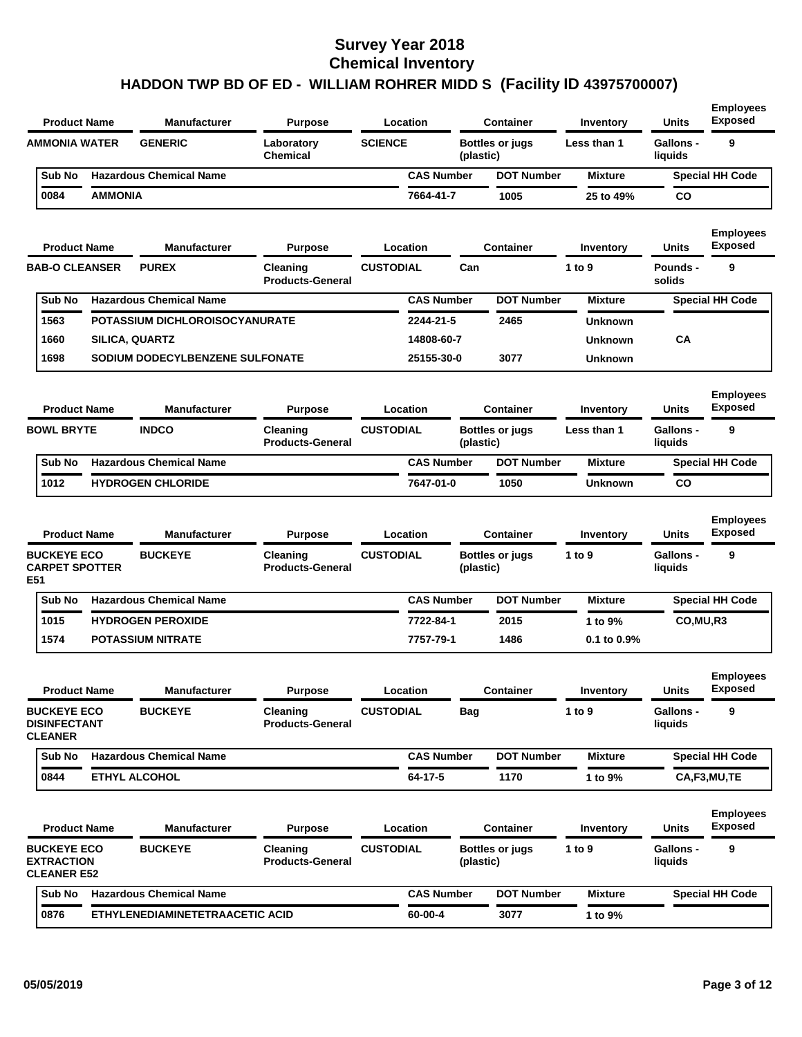# Survey Year 2018
# Chemical Inventory
## HADDON TWP BD OF ED - WILLIAM ROHRER MIDD S (Facility ID 43975700007)

| Product Name | Manufacturer | Purpose | Location | Container | Inventory | Units | Employees Exposed |
|---|---|---|---|---|---|---|---|
| AMMONIA WATER | GENERIC | Laboratory Chemical | SCIENCE | Bottles or jugs (plastic) | Less than 1 | Gallons - liquids | 9 |

| Sub No | Hazardous Chemical Name | CAS Number | DOT Number | Mixture | Special HH Code |
|---|---|---|---|---|---|
| 0084 | AMMONIA | 7664-41-7 | 1005 | 25 to 49% | CO |

| Product Name | Manufacturer | Purpose | Location | Container | Inventory | Units | Employees Exposed |
|---|---|---|---|---|---|---|---|
| BAB-O CLEANSER | PUREX | Cleaning Products-General | CUSTODIAL | Can | 1 to 9 | Pounds - solids | 9 |

| Sub No | Hazardous Chemical Name | CAS Number | DOT Number | Mixture | Special HH Code |
|---|---|---|---|---|---|
| 1563 | POTASSIUM DICHLOROISOCYANURATE | 2244-21-5 | 2465 | Unknown | |
| 1660 | SILICA, QUARTZ | 14808-60-7 | | Unknown | CA |
| 1698 | SODIUM DODECYLBENZENE SULFONATE | 25155-30-0 | 3077 | Unknown | |

| Product Name | Manufacturer | Purpose | Location | Container | Inventory | Units | Employees Exposed |
|---|---|---|---|---|---|---|---|
| BOWL BRYTE | INDCO | Cleaning Products-General | CUSTODIAL | Bottles or jugs (plastic) | Less than 1 | Gallons - liquids | 9 |

| Sub No | Hazardous Chemical Name | CAS Number | DOT Number | Mixture | Special HH Code |
|---|---|---|---|---|---|
| 1012 | HYDROGEN CHLORIDE | 7647-01-0 | 1050 | Unknown | CO |

| Product Name | Manufacturer | Purpose | Location | Container | Inventory | Units | Employees Exposed |
|---|---|---|---|---|---|---|---|
| BUCKEYE ECO CARPET SPOTTER E51 | BUCKEYE | Cleaning Products-General | CUSTODIAL | Bottles or jugs (plastic) | 1 to 9 | Gallons - liquids | 9 |

| Sub No | Hazardous Chemical Name | CAS Number | DOT Number | Mixture | Special HH Code |
|---|---|---|---|---|---|
| 1015 | HYDROGEN PEROXIDE | 7722-84-1 | 2015 | 1 to 9% | CO,MU,R3 |
| 1574 | POTASSIUM NITRATE | 7757-79-1 | 1486 | 0.1 to 0.9% | |

| Product Name | Manufacturer | Purpose | Location | Container | Inventory | Units | Employees Exposed |
|---|---|---|---|---|---|---|---|
| BUCKEYE ECO DISINFECTANT CLEANER | BUCKEYE | Cleaning Products-General | CUSTODIAL | Bag | 1 to 9 | Gallons - liquids | 9 |

| Sub No | Hazardous Chemical Name | CAS Number | DOT Number | Mixture | Special HH Code |
|---|---|---|---|---|---|
| 0844 | ETHYL ALCOHOL | 64-17-5 | 1170 | 1 to 9% | CA,F3,MU,TE |

| Product Name | Manufacturer | Purpose | Location | Container | Inventory | Units | Employees Exposed |
|---|---|---|---|---|---|---|---|
| BUCKEYE ECO EXTRACTION CLEANER E52 | BUCKEYE | Cleaning Products-General | CUSTODIAL | Bottles or jugs (plastic) | 1 to 9 | Gallons - liquids | 9 |

| Sub No | Hazardous Chemical Name | CAS Number | DOT Number | Mixture | Special HH Code |
|---|---|---|---|---|---|
| 0876 | ETHYLENEDIAMINETETRAACETIC ACID | 60-00-4 | 3077 | 1 to 9% | |

05/05/2019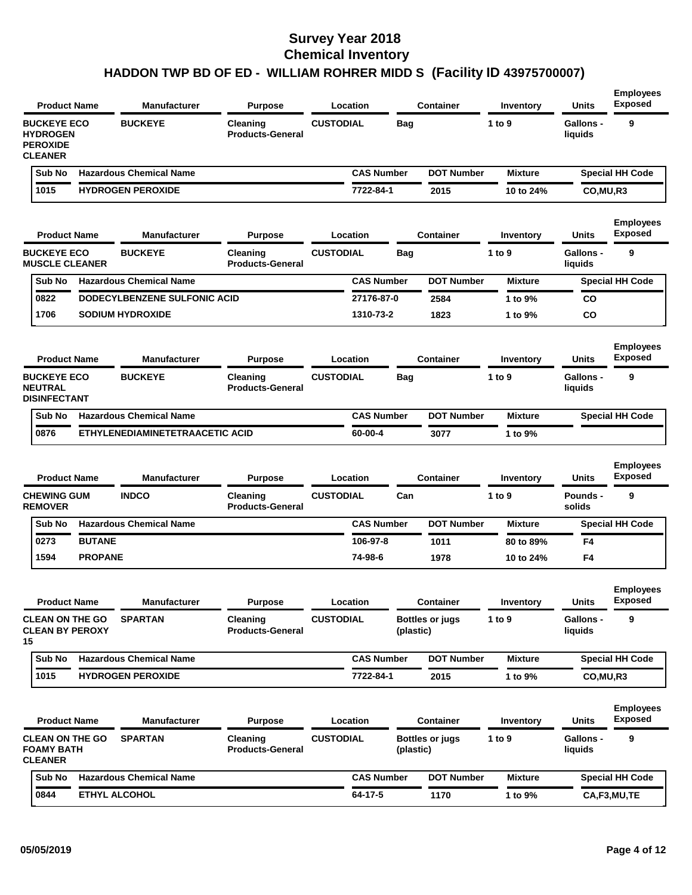# Survey Year 2018
# Chemical Inventory
## HADDON TWP BD OF ED - WILLIAM ROHRER MIDD S (Facility ID 43975700007)

| Product Name | Manufacturer | Purpose | Location | Container | Inventory | Units | Employees Exposed |
|---|---|---|---|---|---|---|---|
| BUCKEYE ECO HYDROGEN PEROXIDE CLEANER | BUCKEYE | Cleaning Products-General | CUSTODIAL | Bag | 1 to 9 | Gallons - liquids | 9 |

| Sub No | Hazardous Chemical Name | CAS Number | DOT Number | Mixture | Special HH Code |
|---|---|---|---|---|---|
| 1015 | HYDROGEN PEROXIDE | 7722-84-1 | 2015 | 10 to 24% | CO,MU,R3 |

| Product Name | Manufacturer | Purpose | Location | Container | Inventory | Units | Employees Exposed |
|---|---|---|---|---|---|---|---|
| BUCKEYE ECO MUSCLE CLEANER | BUCKEYE | Cleaning Products-General | CUSTODIAL | Bag | 1 to 9 | Gallons - liquids | 9 |

| Sub No | Hazardous Chemical Name | CAS Number | DOT Number | Mixture | Special HH Code |
|---|---|---|---|---|---|
| 0822 | DODECYLBENZENE SULFONIC ACID | 27176-87-0 | 2584 | 1 to 9% | CO |
| 1706 | SODIUM HYDROXIDE | 1310-73-2 | 1823 | 1 to 9% | CO |

| Product Name | Manufacturer | Purpose | Location | Container | Inventory | Units | Employees Exposed |
|---|---|---|---|---|---|---|---|
| BUCKEYE ECO NEUTRAL DISINFECTANT | BUCKEYE | Cleaning Products-General | CUSTODIAL | Bag | 1 to 9 | Gallons - liquids | 9 |

| Sub No | Hazardous Chemical Name | CAS Number | DOT Number | Mixture | Special HH Code |
|---|---|---|---|---|---|
| 0876 | ETHYLENEDIAMINETETRAACETIC ACID | 60-00-4 | 3077 | 1 to 9% | |

| Product Name | Manufacturer | Purpose | Location | Container | Inventory | Units | Employees Exposed |
|---|---|---|---|---|---|---|---|
| CHEWING GUM REMOVER | INDCO | Cleaning Products-General | CUSTODIAL | Can | 1 to 9 | Pounds - solids | 9 |

| Sub No | Hazardous Chemical Name | CAS Number | DOT Number | Mixture | Special HH Code |
|---|---|---|---|---|---|
| 0273 | BUTANE | 106-97-8 | 1011 | 80 to 89% | F4 |
| 1594 | PROPANE | 74-98-6 | 1978 | 10 to 24% | F4 |

| Product Name | Manufacturer | Purpose | Location | Container | Inventory | Units | Employees Exposed |
|---|---|---|---|---|---|---|---|
| CLEAN ON THE GO CLEAN BY PEROXY 15 | SPARTAN | Cleaning Products-General | CUSTODIAL | Bottles or jugs (plastic) | 1 to 9 | Gallons - liquids | 9 |

| Sub No | Hazardous Chemical Name | CAS Number | DOT Number | Mixture | Special HH Code |
|---|---|---|---|---|---|
| 1015 | HYDROGEN PEROXIDE | 7722-84-1 | 2015 | 1 to 9% | CO,MU,R3 |

| Product Name | Manufacturer | Purpose | Location | Container | Inventory | Units | Employees Exposed |
|---|---|---|---|---|---|---|---|
| CLEAN ON THE GO FOAMY BATH CLEANER | SPARTAN | Cleaning Products-General | CUSTODIAL | Bottles or jugs (plastic) | 1 to 9 | Gallons - liquids | 9 |

| Sub No | Hazardous Chemical Name | CAS Number | DOT Number | Mixture | Special HH Code |
|---|---|---|---|---|---|
| 0844 | ETHYL ALCOHOL | 64-17-5 | 1170 | 1 to 9% | CA,F3,MU,TE |

05/05/2019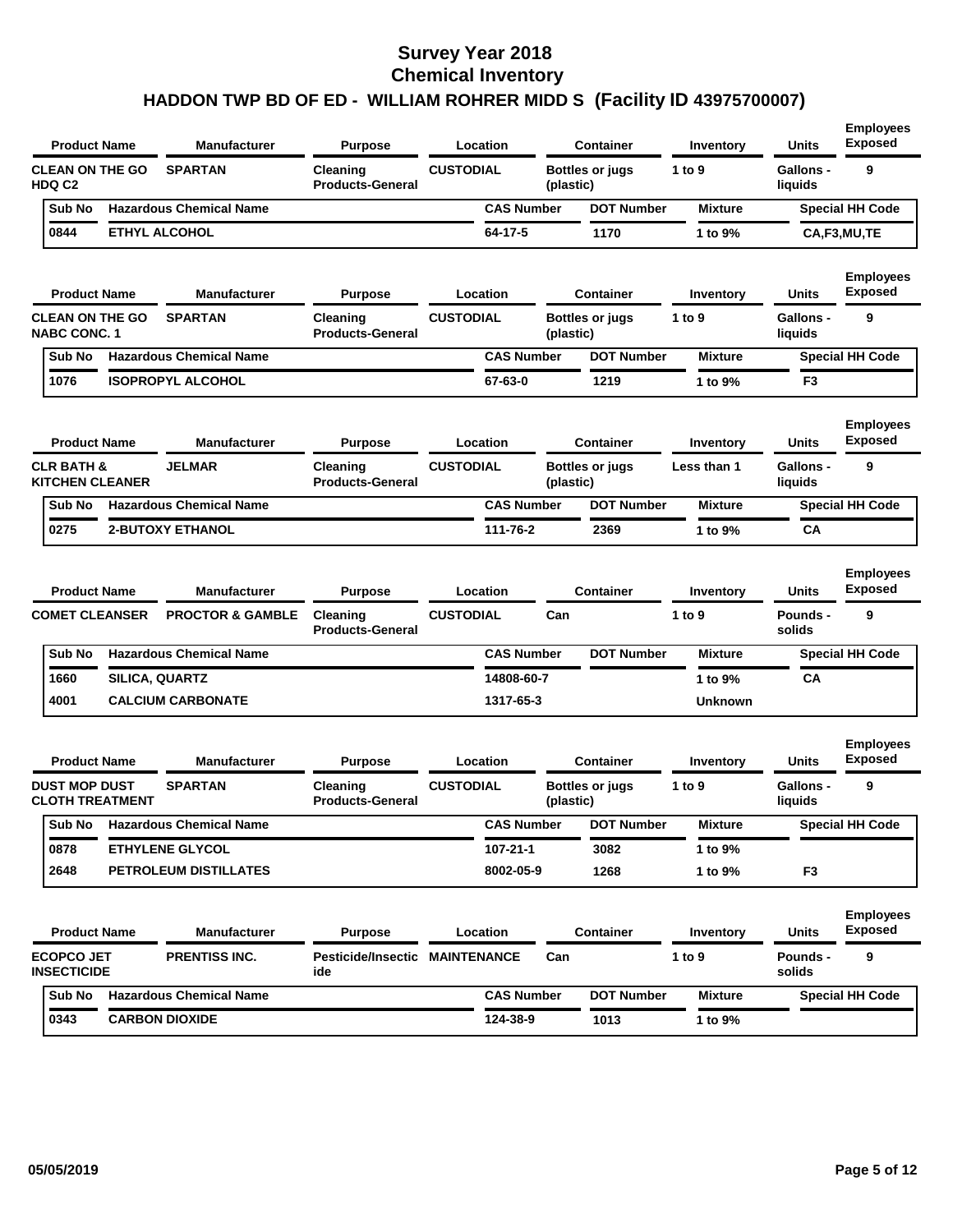# Survey Year 2018
# Chemical Inventory
## HADDON TWP BD OF ED - WILLIAM ROHRER MIDD S (Facility ID 43975700007)

| Product Name | Manufacturer | Purpose | Location | Container | Inventory | Units | Employees Exposed |
|---|---|---|---|---|---|---|---|
| CLEAN ON THE GO HDQ C2 | SPARTAN | Cleaning Products-General | CUSTODIAL | Bottles or jugs (plastic) | 1 to 9 | Gallons - liquids | 9 |

| Sub No | Hazardous Chemical Name | CAS Number | DOT Number | Mixture | Special HH Code |
|---|---|---|---|---|---|
| 0844 | ETHYL ALCOHOL | 64-17-5 | 1170 | 1 to 9% | CA,F3,MU,TE |

| Product Name | Manufacturer | Purpose | Location | Container | Inventory | Units | Employees Exposed |
|---|---|---|---|---|---|---|---|
| CLEAN ON THE GO NABC CONC. 1 | SPARTAN | Cleaning Products-General | CUSTODIAL | Bottles or jugs (plastic) | 1 to 9 | Gallons - liquids | 9 |

| Sub No | Hazardous Chemical Name | CAS Number | DOT Number | Mixture | Special HH Code |
|---|---|---|---|---|---|
| 1076 | ISOPROPYL ALCOHOL | 67-63-0 | 1219 | 1 to 9% | F3 |

| Product Name | Manufacturer | Purpose | Location | Container | Inventory | Units | Employees Exposed |
|---|---|---|---|---|---|---|---|
| CLR BATH & KITCHEN CLEANER | JELMAR | Cleaning Products-General | CUSTODIAL | Bottles or jugs (plastic) | Less than 1 | Gallons - liquids | 9 |

| Sub No | Hazardous Chemical Name | CAS Number | DOT Number | Mixture | Special HH Code |
|---|---|---|---|---|---|
| 0275 | 2-BUTOXY ETHANOL | 111-76-2 | 2369 | 1 to 9% | CA |

| Product Name | Manufacturer | Purpose | Location | Container | Inventory | Units | Employees Exposed |
|---|---|---|---|---|---|---|---|
| COMET CLEANSER | PROCTOR & GAMBLE | Cleaning Products-General | CUSTODIAL | Can | 1 to 9 | Pounds - solids | 9 |

| Sub No | Hazardous Chemical Name | CAS Number | DOT Number | Mixture | Special HH Code |
|---|---|---|---|---|---|
| 1660 | SILICA, QUARTZ | 14808-60-7 | | 1 to 9% | CA |
| 4001 | CALCIUM CARBONATE | 1317-65-3 | | Unknown | |

| Product Name | Manufacturer | Purpose | Location | Container | Inventory | Units | Employees Exposed |
|---|---|---|---|---|---|---|---|
| DUST MOP DUST CLOTH TREATMENT | SPARTAN | Cleaning Products-General | CUSTODIAL | Bottles or jugs (plastic) | 1 to 9 | Gallons - liquids | 9 |

| Sub No | Hazardous Chemical Name | CAS Number | DOT Number | Mixture | Special HH Code |
|---|---|---|---|---|---|
| 0878 | ETHYLENE GLYCOL | 107-21-1 | 3082 | 1 to 9% | |
| 2648 | PETROLEUM DISTILLATES | 8002-05-9 | 1268 | 1 to 9% | F3 |

| Product Name | Manufacturer | Purpose | Location | Container | Inventory | Units | Employees Exposed |
|---|---|---|---|---|---|---|---|
| ECOPCO JET INSECTICIDE | PRENTISS INC. | Pesticide/Insecticide | MAINTENANCE | Can | 1 to 9 | Pounds - solids | 9 |

| Sub No | Hazardous Chemical Name | CAS Number | DOT Number | Mixture | Special HH Code |
|---|---|---|---|---|---|
| 0343 | CARBON DIOXIDE | 124-38-9 | 1013 | 1 to 9% | |

05/05/2019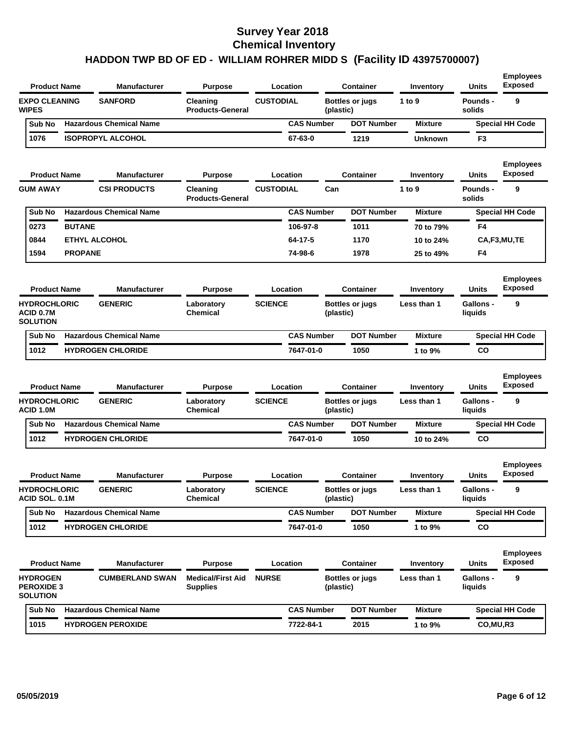# Survey Year 2018
## Chemical Inventory
### HADDON TWP BD OF ED - WILLIAM ROHRER MIDD S (Facility ID 43975700007)

| Product Name | Manufacturer | Purpose | Location | Container | Inventory | Units | Employees Exposed |
|---|---|---|---|---|---|---|---|
| EXPO CLEANING WIPES | SANFORD | Cleaning Products-General | CUSTODIAL | Bottles or jugs (plastic) | 1 to 9 | Pounds - solids | 9 |

| Sub No | Hazardous Chemical Name | CAS Number | DOT Number | Mixture | Special HH Code |
|---|---|---|---|---|---|
| 1076 | ISOPROPYL ALCOHOL | 67-63-0 | 1219 | Unknown | F3 |

| Product Name | Manufacturer | Purpose | Location | Container | Inventory | Units | Employees Exposed |
|---|---|---|---|---|---|---|---|
| GUM AWAY | CSI PRODUCTS | Cleaning Products-General | CUSTODIAL | Can | 1 to 9 | Pounds - solids | 9 |

| Sub No | Hazardous Chemical Name | CAS Number | DOT Number | Mixture | Special HH Code |
|---|---|---|---|---|---|
| 0273 | BUTANE | 106-97-8 | 1011 | 70 to 79% | F4 |
| 0844 | ETHYL ALCOHOL | 64-17-5 | 1170 | 10 to 24% | CA,F3,MU,TE |
| 1594 | PROPANE | 74-98-6 | 1978 | 25 to 49% | F4 |

| Product Name | Manufacturer | Purpose | Location | Container | Inventory | Units | Employees Exposed |
|---|---|---|---|---|---|---|---|
| HYDROCHLORIC ACID 0.7M SOLUTION | GENERIC | Laboratory Chemical | SCIENCE | Bottles or jugs (plastic) | Less than 1 | Gallons - liquids | 9 |

| Sub No | Hazardous Chemical Name | CAS Number | DOT Number | Mixture | Special HH Code |
|---|---|---|---|---|---|
| 1012 | HYDROGEN CHLORIDE | 7647-01-0 | 1050 | 1 to 9% | CO |

| Product Name | Manufacturer | Purpose | Location | Container | Inventory | Units | Employees Exposed |
|---|---|---|---|---|---|---|---|
| HYDROCHLORIC ACID 1.0M | GENERIC | Laboratory Chemical | SCIENCE | Bottles or jugs (plastic) | Less than 1 | Gallons - liquids | 9 |

| Sub No | Hazardous Chemical Name | CAS Number | DOT Number | Mixture | Special HH Code |
|---|---|---|---|---|---|
| 1012 | HYDROGEN CHLORIDE | 7647-01-0 | 1050 | 10 to 24% | CO |

| Product Name | Manufacturer | Purpose | Location | Container | Inventory | Units | Employees Exposed |
|---|---|---|---|---|---|---|---|
| HYDROCHLORIC ACID SOL. 0.1M | GENERIC | Laboratory Chemical | SCIENCE | Bottles or jugs (plastic) | Less than 1 | Gallons - liquids | 9 |

| Sub No | Hazardous Chemical Name | CAS Number | DOT Number | Mixture | Special HH Code |
|---|---|---|---|---|---|
| 1012 | HYDROGEN CHLORIDE | 7647-01-0 | 1050 | 1 to 9% | CO |

| Product Name | Manufacturer | Purpose | Location | Container | Inventory | Units | Employees Exposed |
|---|---|---|---|---|---|---|---|
| HYDROGEN PEROXIDE 3 SOLUTION | CUMBERLAND SWAN | Medical/First Aid Supplies | NURSE | Bottles or jugs (plastic) | Less than 1 | Gallons - liquids | 9 |

| Sub No | Hazardous Chemical Name | CAS Number | DOT Number | Mixture | Special HH Code |
|---|---|---|---|---|---|
| 1015 | HYDROGEN PEROXIDE | 7722-84-1 | 2015 | 1 to 9% | CO,MU,R3 |

05/05/2019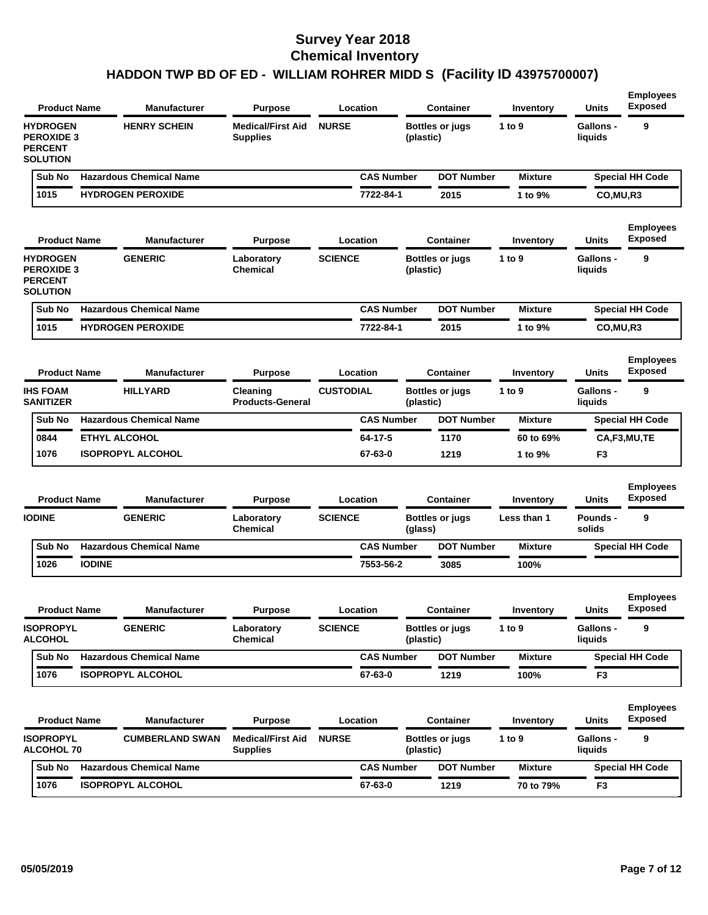# Survey Year 2018
# Chemical Inventory
## HADDON TWP BD OF ED - WILLIAM ROHRER MIDD S (Facility ID 43975700007)

| Product Name | Manufacturer | Purpose | Location | Container | Inventory | Units | Employees Exposed |
|---|---|---|---|---|---|---|---|
| HYDROGEN PEROXIDE 3 PERCENT SOLUTION | HENRY SCHEIN | Medical/First Aid Supplies | NURSE | Bottles or jugs (plastic) | 1 to 9 | Gallons - liquids | 9 |

| Sub No | Hazardous Chemical Name | CAS Number | DOT Number | Mixture | Special HH Code |
|---|---|---|---|---|---|
| 1015 | HYDROGEN PEROXIDE | 7722-84-1 | 2015 | 1 to 9% | CO,MU,R3 |

| Product Name | Manufacturer | Purpose | Location | Container | Inventory | Units | Employees Exposed |
|---|---|---|---|---|---|---|---|
| HYDROGEN PEROXIDE 3 PERCENT SOLUTION | GENERIC | Laboratory Chemical | SCIENCE | Bottles or jugs (plastic) | 1 to 9 | Gallons - liquids | 9 |

| Sub No | Hazardous Chemical Name | CAS Number | DOT Number | Mixture | Special HH Code |
|---|---|---|---|---|---|
| 1015 | HYDROGEN PEROXIDE | 7722-84-1 | 2015 | 1 to 9% | CO,MU,R3 |

| Product Name | Manufacturer | Purpose | Location | Container | Inventory | Units | Employees Exposed |
|---|---|---|---|---|---|---|---|
| IHS FOAM SANITIZER | HILLYARD | Cleaning Products-General | CUSTODIAL | Bottles or jugs (plastic) | 1 to 9 | Gallons - liquids | 9 |

| Sub No | Hazardous Chemical Name | CAS Number | DOT Number | Mixture | Special HH Code |
|---|---|---|---|---|---|
| 0844 | ETHYL ALCOHOL | 64-17-5 | 1170 | 60 to 69% | CA,F3,MU,TE |
| 1076 | ISOPROPYL ALCOHOL | 67-63-0 | 1219 | 1 to 9% | F3 |

| Product Name | Manufacturer | Purpose | Location | Container | Inventory | Units | Employees Exposed |
|---|---|---|---|---|---|---|---|
| IODINE | GENERIC | Laboratory Chemical | SCIENCE | Bottles or jugs (glass) | Less than 1 | Pounds - solids | 9 |

| Sub No | Hazardous Chemical Name | CAS Number | DOT Number | Mixture | Special HH Code |
|---|---|---|---|---|---|
| 1026 | IODINE | 7553-56-2 | 3085 | 100% | |

| Product Name | Manufacturer | Purpose | Location | Container | Inventory | Units | Employees Exposed |
|---|---|---|---|---|---|---|---|
| ISOPROPYL ALCOHOL | GENERIC | Laboratory Chemical | SCIENCE | Bottles or jugs (plastic) | 1 to 9 | Gallons - liquids | 9 |

| Sub No | Hazardous Chemical Name | CAS Number | DOT Number | Mixture | Special HH Code |
|---|---|---|---|---|---|
| 1076 | ISOPROPYL ALCOHOL | 67-63-0 | 1219 | 100% | F3 |

| Product Name | Manufacturer | Purpose | Location | Container | Inventory | Units | Employees Exposed |
|---|---|---|---|---|---|---|---|
| ISOPROPYL ALCOHOL 70 | CUMBERLAND SWAN | Medical/First Aid Supplies | NURSE | Bottles or jugs (plastic) | 1 to 9 | Gallons - liquids | 9 |

| Sub No | Hazardous Chemical Name | CAS Number | DOT Number | Mixture | Special HH Code |
|---|---|---|---|---|---|
| 1076 | ISOPROPYL ALCOHOL | 67-63-0 | 1219 | 70 to 79% | F3 |

05/05/2019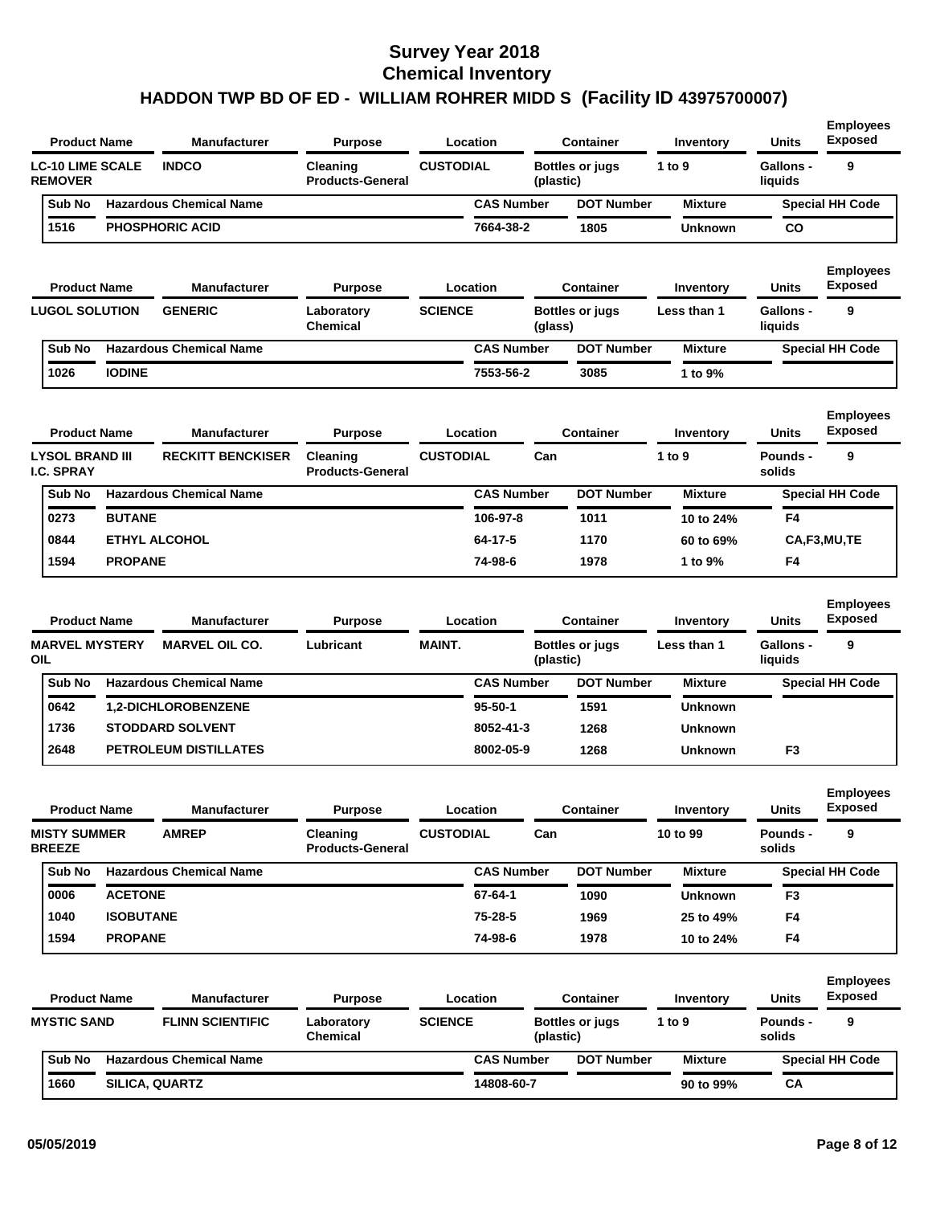# Survey Year 2018
# Chemical Inventory
## HADDON TWP BD OF ED - WILLIAM ROHRER MIDD S (Facility ID 43975700007)

| Product Name | Manufacturer | Purpose | Location | Container | Inventory | Units | Employees Exposed |
|---|---|---|---|---|---|---|---|
| LC-10 LIME SCALE REMOVER | INDCO | Cleaning Products-General | CUSTODIAL | Bottles or jugs (plastic) | 1 to 9 | Gallons - liquids | 9 |

| Sub No | Hazardous Chemical Name | CAS Number | DOT Number | Mixture | Special HH Code |
|---|---|---|---|---|---|
| 1516 | PHOSPHORIC ACID | 7664-38-2 | 1805 | Unknown | CO |

| Product Name | Manufacturer | Purpose | Location | Container | Inventory | Units | Employees Exposed |
|---|---|---|---|---|---|---|---|
| LUGOL SOLUTION | GENERIC | Laboratory Chemical | SCIENCE | Bottles or jugs (glass) | Less than 1 | Gallons - liquids | 9 |

| Sub No | Hazardous Chemical Name | CAS Number | DOT Number | Mixture | Special HH Code |
|---|---|---|---|---|---|
| 1026 | IODINE | 7553-56-2 | 3085 | 1 to 9% | |

| Product Name | Manufacturer | Purpose | Location | Container | Inventory | Units | Employees Exposed |
|---|---|---|---|---|---|---|---|
| LYSOL BRAND III I.C. SPRAY | RECKITT BENCKISER | Cleaning Products-General | CUSTODIAL | Can | 1 to 9 | Pounds - solids | 9 |

| Sub No | Hazardous Chemical Name | CAS Number | DOT Number | Mixture | Special HH Code |
|---|---|---|---|---|---|
| 0273 | BUTANE | 106-97-8 | 1011 | 10 to 24% | F4 |
| 0844 | ETHYL ALCOHOL | 64-17-5 | 1170 | 60 to 69% | CA,F3,MU,TE |
| 1594 | PROPANE | 74-98-6 | 1978 | 1 to 9% | F4 |

| Product Name | Manufacturer | Purpose | Location | Container | Inventory | Units | Employees Exposed |
|---|---|---|---|---|---|---|---|
| MARVEL MYSTERY OIL | MARVEL OIL CO. | Lubricant | MAINT. | Bottles or jugs (plastic) | Less than 1 | Gallons - liquids | 9 |

| Sub No | Hazardous Chemical Name | CAS Number | DOT Number | Mixture | Special HH Code |
|---|---|---|---|---|---|
| 0642 | 1,2-DICHLOROBENZENE | 95-50-1 | 1591 | Unknown | |
| 1736 | STODDARD SOLVENT | 8052-41-3 | 1268 | Unknown | |
| 2648 | PETROLEUM DISTILLATES | 8002-05-9 | 1268 | Unknown | F3 |

| Product Name | Manufacturer | Purpose | Location | Container | Inventory | Units | Employees Exposed |
|---|---|---|---|---|---|---|---|
| MISTY SUMMER BREEZE | AMREP | Cleaning Products-General | CUSTODIAL | Can | 10 to 99 | Pounds - solids | 9 |

| Sub No | Hazardous Chemical Name | CAS Number | DOT Number | Mixture | Special HH Code |
|---|---|---|---|---|---|
| 0006 | ACETONE | 67-64-1 | 1090 | Unknown | F3 |
| 1040 | ISOBUTANE | 75-28-5 | 1969 | 25 to 49% | F4 |
| 1594 | PROPANE | 74-98-6 | 1978 | 10 to 24% | F4 |

| Product Name | Manufacturer | Purpose | Location | Container | Inventory | Units | Employees Exposed |
|---|---|---|---|---|---|---|---|
| MYSTIC SAND | FLINN SCIENTIFIC | Laboratory Chemical | SCIENCE | Bottles or jugs (plastic) | 1 to 9 | Pounds - solids | 9 |

| Sub No | Hazardous Chemical Name | CAS Number | DOT Number | Mixture | Special HH Code |
|---|---|---|---|---|---|
| 1660 | SILICA, QUARTZ | 14808-60-7 | | 90 to 99% | CA |

05/05/2019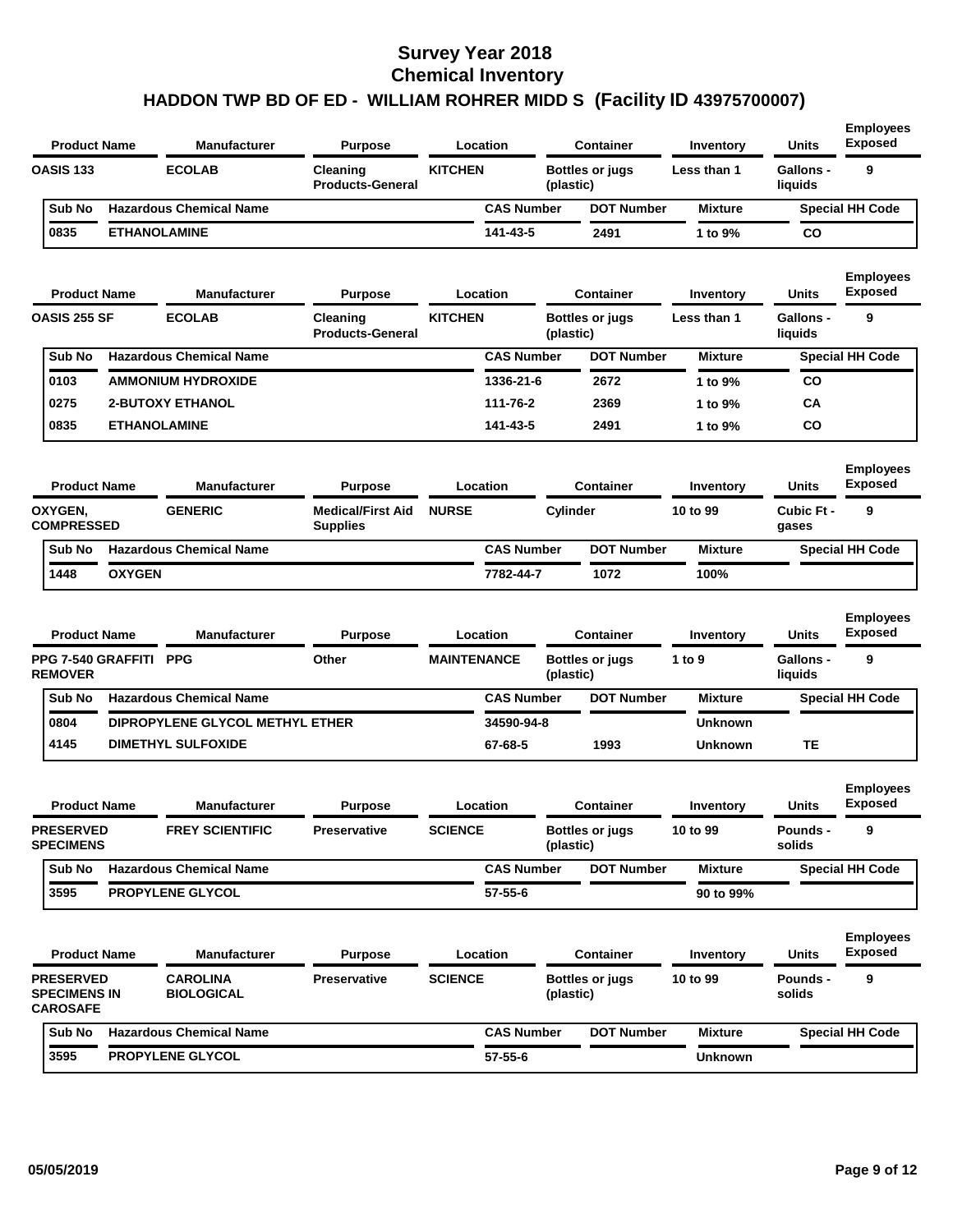# Survey Year 2018
# Chemical Inventory
## HADDON TWP BD OF ED - WILLIAM ROHRER MIDD S (Facility ID 43975700007)

| Product Name | Manufacturer | Purpose | Location | Container | Inventory | Units | Employees Exposed |
|---|---|---|---|---|---|---|---|
| OASIS 133 | ECOLAB | Cleaning Products-General | KITCHEN | Bottles or jugs (plastic) | Less than 1 | Gallons - liquids | 9 |

| Sub No | Hazardous Chemical Name | CAS Number | DOT Number | Mixture | Special HH Code |
|---|---|---|---|---|---|
| 0835 | ETHANOLAMINE | 141-43-5 | 2491 | 1 to 9% | CO |

| Product Name | Manufacturer | Purpose | Location | Container | Inventory | Units | Employees Exposed |
|---|---|---|---|---|---|---|---|
| OASIS 255 SF | ECOLAB | Cleaning Products-General | KITCHEN | Bottles or jugs (plastic) | Less than 1 | Gallons - liquids | 9 |

| Sub No | Hazardous Chemical Name | CAS Number | DOT Number | Mixture | Special HH Code |
|---|---|---|---|---|---|
| 0103 | AMMONIUM HYDROXIDE | 1336-21-6 | 2672 | 1 to 9% | CO |
| 0275 | 2-BUTOXY ETHANOL | 111-76-2 | 2369 | 1 to 9% | CA |
| 0835 | ETHANOLAMINE | 141-43-5 | 2491 | 1 to 9% | CO |

| Product Name | Manufacturer | Purpose | Location | Container | Inventory | Units | Employees Exposed |
|---|---|---|---|---|---|---|---|
| OXYGEN, COMPRESSED | GENERIC | Medical/First Aid Supplies | NURSE | Cylinder | 10 to 99 | Cubic Ft - gases | 9 |

| Sub No | Hazardous Chemical Name | CAS Number | DOT Number | Mixture | Special HH Code |
|---|---|---|---|---|---|
| 1448 | OXYGEN | 7782-44-7 | 1072 | 100% | |

| Product Name | Manufacturer | Purpose | Location | Container | Inventory | Units | Employees Exposed |
|---|---|---|---|---|---|---|---|
| PPG 7-540 GRAFFITI REMOVER | PPG | Other | MAINTENANCE | Bottles or jugs (plastic) | 1 to 9 | Gallons - liquids | 9 |

| Sub No | Hazardous Chemical Name | CAS Number | DOT Number | Mixture | Special HH Code |
|---|---|---|---|---|---|
| 0804 | DIPROPYLENE GLYCOL METHYL ETHER | 34590-94-8 | | Unknown | |
| 4145 | DIMETHYL SULFOXIDE | 67-68-5 | 1993 | Unknown | TE |

| Product Name | Manufacturer | Purpose | Location | Container | Inventory | Units | Employees Exposed |
|---|---|---|---|---|---|---|---|
| PRESERVED SPECIMENS | FREY SCIENTIFIC | Preservative | SCIENCE | Bottles or jugs (plastic) | 10 to 99 | Pounds - solids | 9 |

| Sub No | Hazardous Chemical Name | CAS Number | DOT Number | Mixture | Special HH Code |
|---|---|---|---|---|---|
| 3595 | PROPYLENE GLYCOL | 57-55-6 | | 90 to 99% | |

| Product Name | Manufacturer | Purpose | Location | Container | Inventory | Units | Employees Exposed |
|---|---|---|---|---|---|---|---|
| PRESERVED SPECIMENS IN CAROSAFE | CAROLINA BIOLOGICAL | Preservative | SCIENCE | Bottles or jugs (plastic) | 10 to 99 | Pounds - solids | 9 |

| Sub No | Hazardous Chemical Name | CAS Number | DOT Number | Mixture | Special HH Code |
|---|---|---|---|---|---|
| 3595 | PROPYLENE GLYCOL | 57-55-6 | | Unknown | |

05/05/2019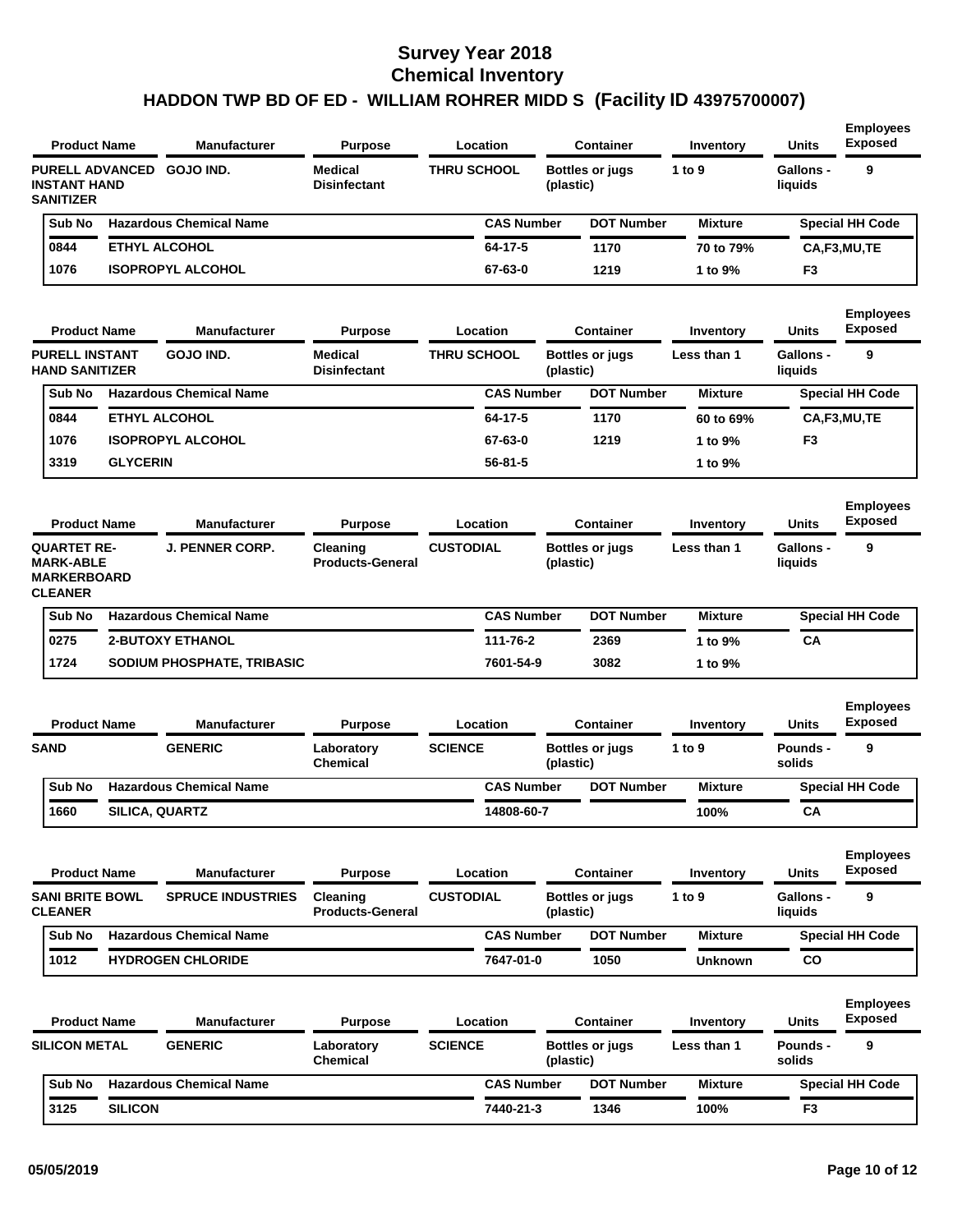# Survey Year 2018
# Chemical Inventory
## HADDON TWP BD OF ED - WILLIAM ROHRER MIDD S (Facility ID 43975700007)

| Product Name | Manufacturer | Purpose | Location | Container | Inventory | Units | Employees Exposed |
|---|---|---|---|---|---|---|---|
| PURELL ADVANCED INSTANT HAND SANITIZER | GOJO IND. | Medical Disinfectant | THRU SCHOOL | Bottles or jugs (plastic) | 1 to 9 | Gallons - liquids | 9 |

| Sub No | Hazardous Chemical Name | CAS Number | DOT Number | Mixture | Special HH Code |
|---|---|---|---|---|---|
| 0844 | ETHYL ALCOHOL | 64-17-5 | 1170 | 70 to 79% | CA,F3,MU,TE |
| 1076 | ISOPROPYL ALCOHOL | 67-63-0 | 1219 | 1 to 9% | F3 |

| Product Name | Manufacturer | Purpose | Location | Container | Inventory | Units | Employees Exposed |
|---|---|---|---|---|---|---|---|
| PURELL INSTANT HAND SANITIZER | GOJO IND. | Medical Disinfectant | THRU SCHOOL | Bottles or jugs (plastic) | Less than 1 | Gallons - liquids | 9 |

| Sub No | Hazardous Chemical Name | CAS Number | DOT Number | Mixture | Special HH Code |
|---|---|---|---|---|---|
| 0844 | ETHYL ALCOHOL | 64-17-5 | 1170 | 60 to 69% | CA,F3,MU,TE |
| 1076 | ISOPROPYL ALCOHOL | 67-63-0 | 1219 | 1 to 9% | F3 |
| 3319 | GLYCERIN | 56-81-5 | | 1 to 9% | |

| Product Name | Manufacturer | Purpose | Location | Container | Inventory | Units | Employees Exposed |
|---|---|---|---|---|---|---|---|
| QUARTET RE-MARK-ABLE MARKERBOARD CLEANER | J. PENNER CORP. | Cleaning Products-General | CUSTODIAL | Bottles or jugs (plastic) | Less than 1 | Gallons - liquids | 9 |

| Sub No | Hazardous Chemical Name | CAS Number | DOT Number | Mixture | Special HH Code |
|---|---|---|---|---|---|
| 0275 | 2-BUTOXY ETHANOL | 111-76-2 | 2369 | 1 to 9% | CA |
| 1724 | SODIUM PHOSPHATE, TRIBASIC | 7601-54-9 | 3082 | 1 to 9% | |

| Product Name | Manufacturer | Purpose | Location | Container | Inventory | Units | Employees Exposed |
|---|---|---|---|---|---|---|---|
| SAND | GENERIC | Laboratory Chemical | SCIENCE | Bottles or jugs (plastic) | 1 to 9 | Pounds - solids | 9 |

| Sub No | Hazardous Chemical Name | CAS Number | DOT Number | Mixture | Special HH Code |
|---|---|---|---|---|---|
| 1660 | SILICA, QUARTZ | 14808-60-7 | | 100% | CA |

| Product Name | Manufacturer | Purpose | Location | Container | Inventory | Units | Employees Exposed |
|---|---|---|---|---|---|---|---|
| SANI BRITE BOWL CLEANER | SPRUCE INDUSTRIES | Cleaning Products-General | CUSTODIAL | Bottles or jugs (plastic) | 1 to 9 | Gallons - liquids | 9 |

| Sub No | Hazardous Chemical Name | CAS Number | DOT Number | Mixture | Special HH Code |
|---|---|---|---|---|---|
| 1012 | HYDROGEN CHLORIDE | 7647-01-0 | 1050 | Unknown | CO |

| Product Name | Manufacturer | Purpose | Location | Container | Inventory | Units | Employees Exposed |
|---|---|---|---|---|---|---|---|
| SILICON METAL | GENERIC | Laboratory Chemical | SCIENCE | Bottles or jugs (plastic) | Less than 1 | Pounds - solids | 9 |

| Sub No | Hazardous Chemical Name | CAS Number | DOT Number | Mixture | Special HH Code |
|---|---|---|---|---|---|
| 3125 | SILICON | 7440-21-3 | 1346 | 100% | F3 |

05/05/2019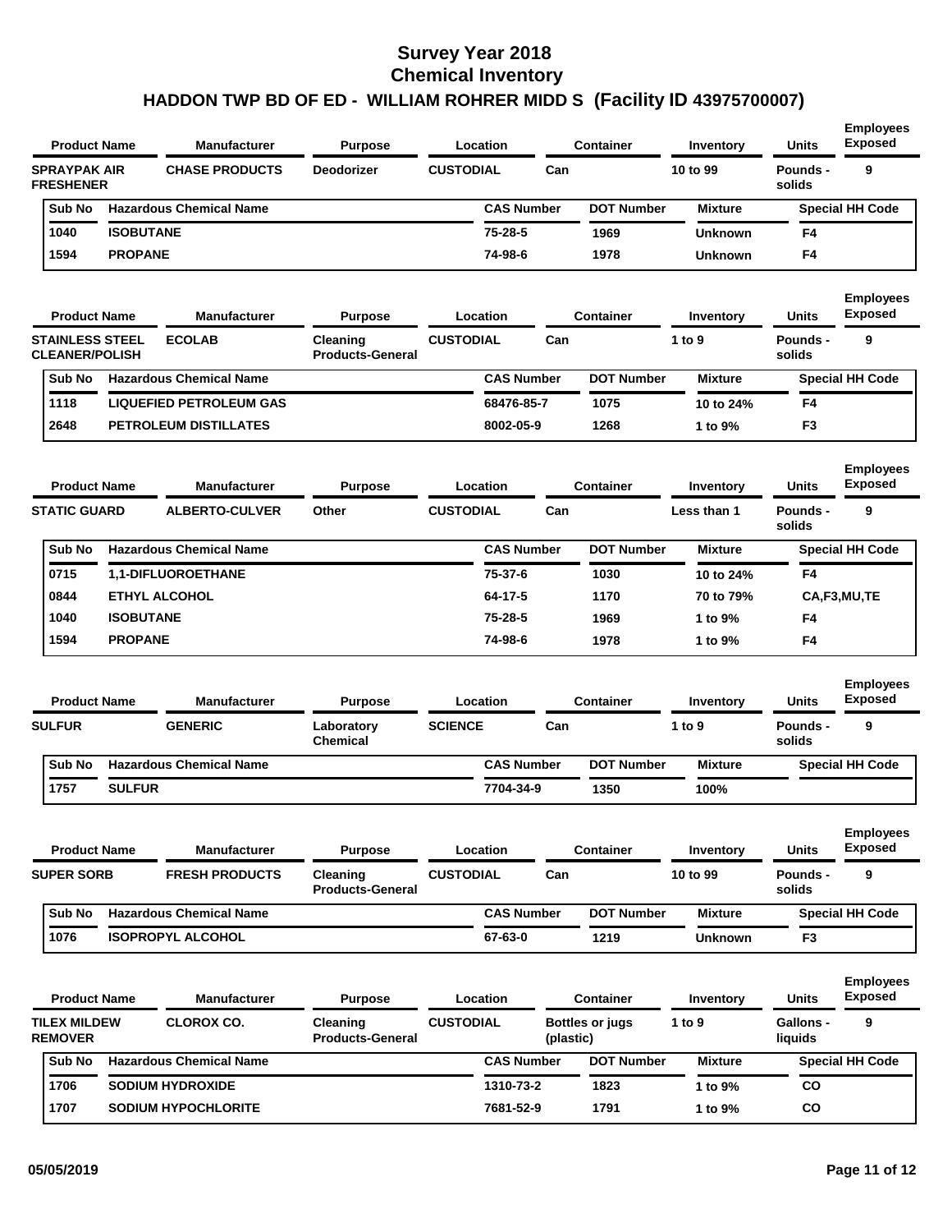# Survey Year 2018
# Chemical Inventory
## HADDON TWP BD OF ED - WILLIAM ROHRER MIDD S (Facility ID 43975700007)

| Product Name | Manufacturer | Purpose | Location | Container | Inventory | Units | Employees Exposed |
|---|---|---|---|---|---|---|---|
| SPRAYPAK AIR FRESHENER | CHASE PRODUCTS | Deodorizer | CUSTODIAL | Can | 10 to 99 | Pounds - solids | 9 |

| Sub No | Hazardous Chemical Name | CAS Number | DOT Number | Mixture | Special HH Code |
|---|---|---|---|---|---|
| 1040 | ISOBUTANE | 75-28-5 | 1969 | Unknown | F4 |
| 1594 | PROPANE | 74-98-6 | 1978 | Unknown | F4 |

| Product Name | Manufacturer | Purpose | Location | Container | Inventory | Units | Employees Exposed |
|---|---|---|---|---|---|---|---|
| STAINLESS STEEL CLEANER/POLISH | ECOLAB | Cleaning Products-General | CUSTODIAL | Can | 1 to 9 | Pounds - solids | 9 |

| Sub No | Hazardous Chemical Name | CAS Number | DOT Number | Mixture | Special HH Code |
|---|---|---|---|---|---|
| 1118 | LIQUEFIED PETROLEUM GAS | 68476-85-7 | 1075 | 10 to 24% | F4 |
| 2648 | PETROLEUM DISTILLATES | 8002-05-9 | 1268 | 1 to 9% | F3 |

| Product Name | Manufacturer | Purpose | Location | Container | Inventory | Units | Employees Exposed |
|---|---|---|---|---|---|---|---|
| STATIC GUARD | ALBERTO-CULVER | Other | CUSTODIAL | Can | Less than 1 | Pounds - solids | 9 |

| Sub No | Hazardous Chemical Name | CAS Number | DOT Number | Mixture | Special HH Code |
|---|---|---|---|---|---|
| 0715 | 1,1-DIFLUOROETHANE | 75-37-6 | 1030 | 10 to 24% | F4 |
| 0844 | ETHYL ALCOHOL | 64-17-5 | 1170 | 70 to 79% | CA,F3,MU,TE |
| 1040 | ISOBUTANE | 75-28-5 | 1969 | 1 to 9% | F4 |
| 1594 | PROPANE | 74-98-6 | 1978 | 1 to 9% | F4 |

| Product Name | Manufacturer | Purpose | Location | Container | Inventory | Units | Employees Exposed |
|---|---|---|---|---|---|---|---|
| SULFUR | GENERIC | Laboratory Chemical | SCIENCE | Can | 1 to 9 | Pounds - solids | 9 |

| Sub No | Hazardous Chemical Name | CAS Number | DOT Number | Mixture | Special HH Code |
|---|---|---|---|---|---|
| 1757 | SULFUR | 7704-34-9 | 1350 | 100% | |

| Product Name | Manufacturer | Purpose | Location | Container | Inventory | Units | Employees Exposed |
|---|---|---|---|---|---|---|---|
| SUPER SORB | FRESH PRODUCTS | Cleaning Products-General | CUSTODIAL | Can | 10 to 99 | Pounds - solids | 9 |

| Sub No | Hazardous Chemical Name | CAS Number | DOT Number | Mixture | Special HH Code |
|---|---|---|---|---|---|
| 1076 | ISOPROPYL ALCOHOL | 67-63-0 | 1219 | Unknown | F3 |

| Product Name | Manufacturer | Purpose | Location | Container | Inventory | Units | Employees Exposed |
|---|---|---|---|---|---|---|---|
| TILEX MILDEW REMOVER | CLOROX CO. | Cleaning Products-General | CUSTODIAL | Bottles or jugs (plastic) | 1 to 9 | Gallons - liquids | 9 |

| Sub No | Hazardous Chemical Name | CAS Number | DOT Number | Mixture | Special HH Code |
|---|---|---|---|---|---|
| 1706 | SODIUM HYDROXIDE | 1310-73-2 | 1823 | 1 to 9% | CO |
| 1707 | SODIUM HYPOCHLORITE | 7681-52-9 | 1791 | 1 to 9% | CO |

05/05/2019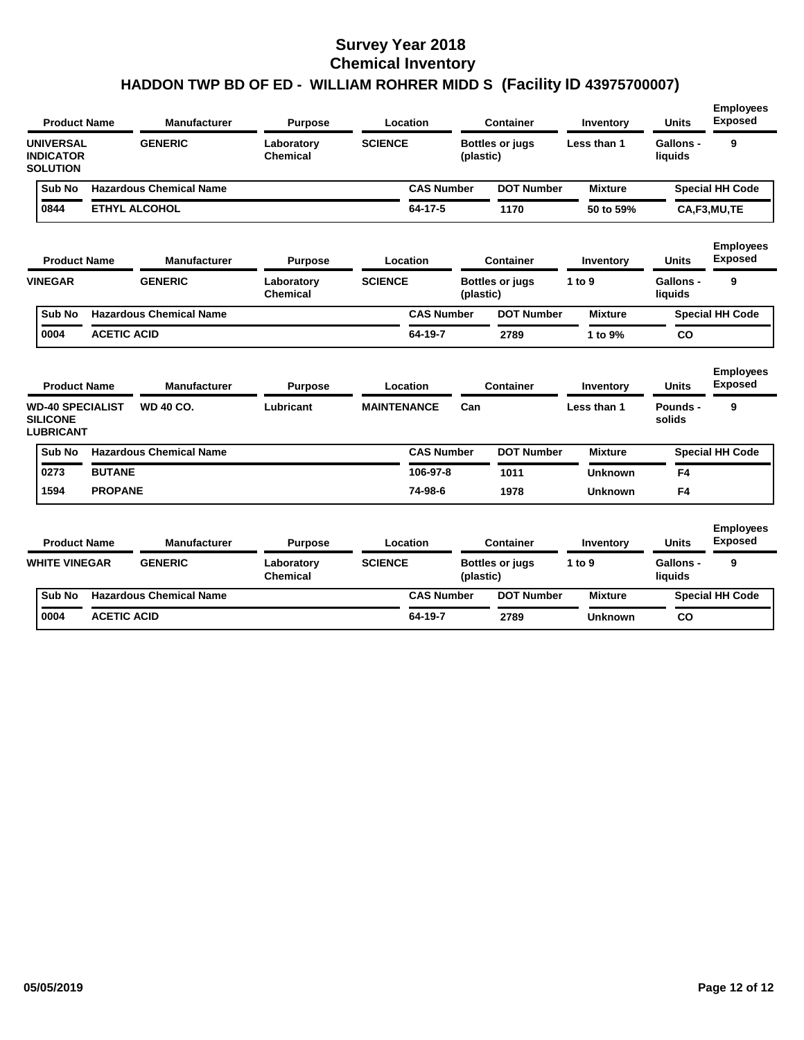# Survey Year 2018
# Chemical Inventory
## HADDON TWP BD OF ED - WILLIAM ROHRER MIDD S (Facility ID 43975700007)

| Product Name | Manufacturer | Purpose | Location | Container | Inventory | Units | Employees Exposed |
|---|---|---|---|---|---|---|---|
| UNIVERSAL INDICATOR SOLUTION | GENERIC | Laboratory Chemical | SCIENCE | Bottles or jugs (plastic) | Less than 1 | Gallons - liquids | 9 |

| Sub No | Hazardous Chemical Name | CAS Number | DOT Number | Mixture | Special HH Code |
|---|---|---|---|---|---|
| 0844 | ETHYL ALCOHOL | 64-17-5 | 1170 | 50 to 59% | CA,F3,MU,TE |

| Product Name | Manufacturer | Purpose | Location | Container | Inventory | Units | Employees Exposed |
|---|---|---|---|---|---|---|---|
| VINEGAR | GENERIC | Laboratory Chemical | SCIENCE | Bottles or jugs (plastic) | 1 to 9 | Gallons - liquids | 9 |

| Sub No | Hazardous Chemical Name | CAS Number | DOT Number | Mixture | Special HH Code |
|---|---|---|---|---|---|
| 0004 | ACETIC ACID | 64-19-7 | 2789 | 1 to 9% | CO |

| Product Name | Manufacturer | Purpose | Location | Container | Inventory | Units | Employees Exposed |
|---|---|---|---|---|---|---|---|
| WD-40 SPECIALIST SILICONE LUBRICANT | WD 40 CO. | Lubricant | MAINTENANCE | Can | Less than 1 | Pounds - solids | 9 |

| Sub No | Hazardous Chemical Name | CAS Number | DOT Number | Mixture | Special HH Code |
|---|---|---|---|---|---|
| 0273 | BUTANE | 106-97-8 | 1011 | Unknown | F4 |
| 1594 | PROPANE | 74-98-6 | 1978 | Unknown | F4 |

| Product Name | Manufacturer | Purpose | Location | Container | Inventory | Units | Employees Exposed |
|---|---|---|---|---|---|---|---|
| WHITE VINEGAR | GENERIC | Laboratory Chemical | SCIENCE | Bottles or jugs (plastic) | 1 to 9 | Gallons - liquids | 9 |

| Sub No | Hazardous Chemical Name | CAS Number | DOT Number | Mixture | Special HH Code |
|---|---|---|---|---|---|
| 0004 | ACETIC ACID | 64-19-7 | 2789 | Unknown | CO |

05/05/2019